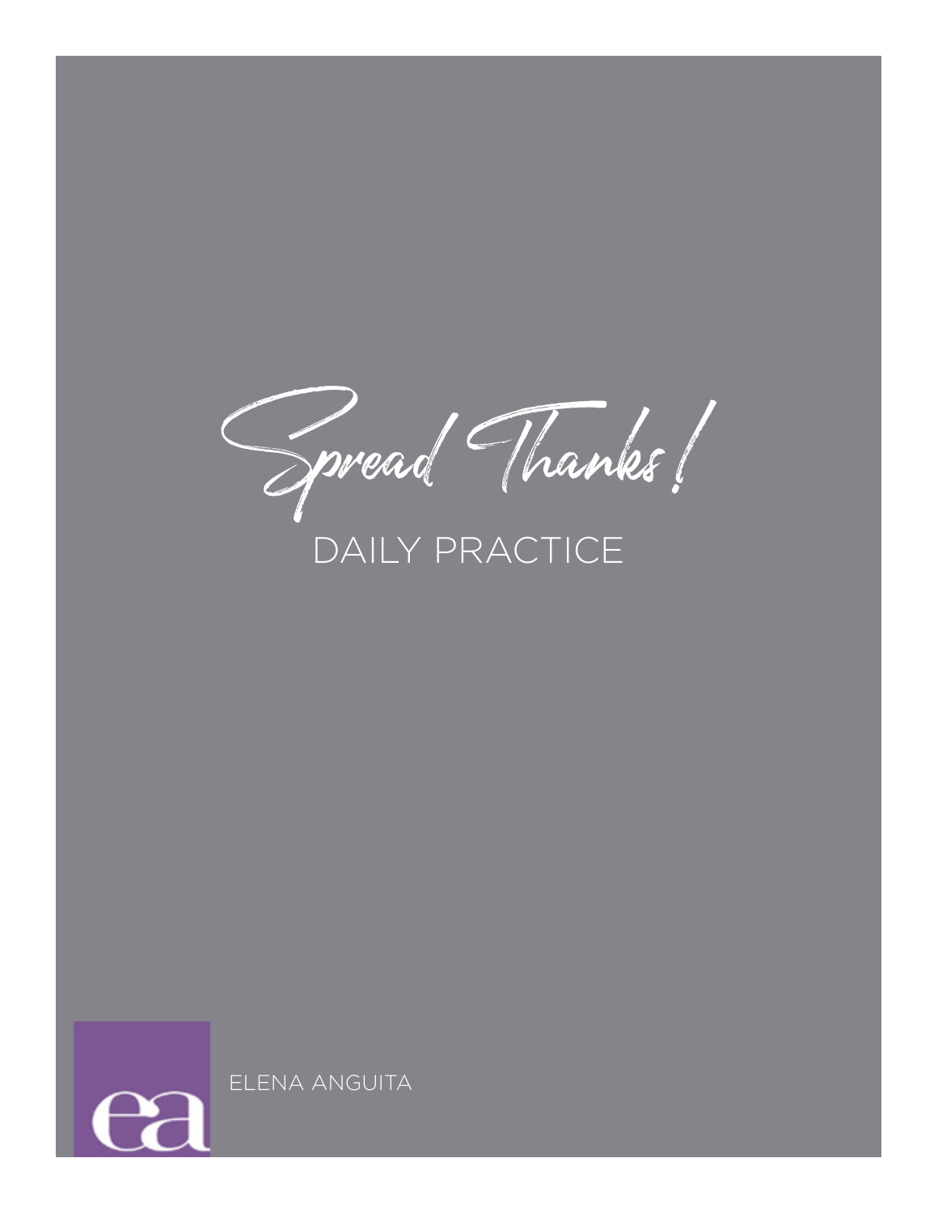# Spread Thanks!

## DAILY PRACTICE

ea

ELENA ANGUITA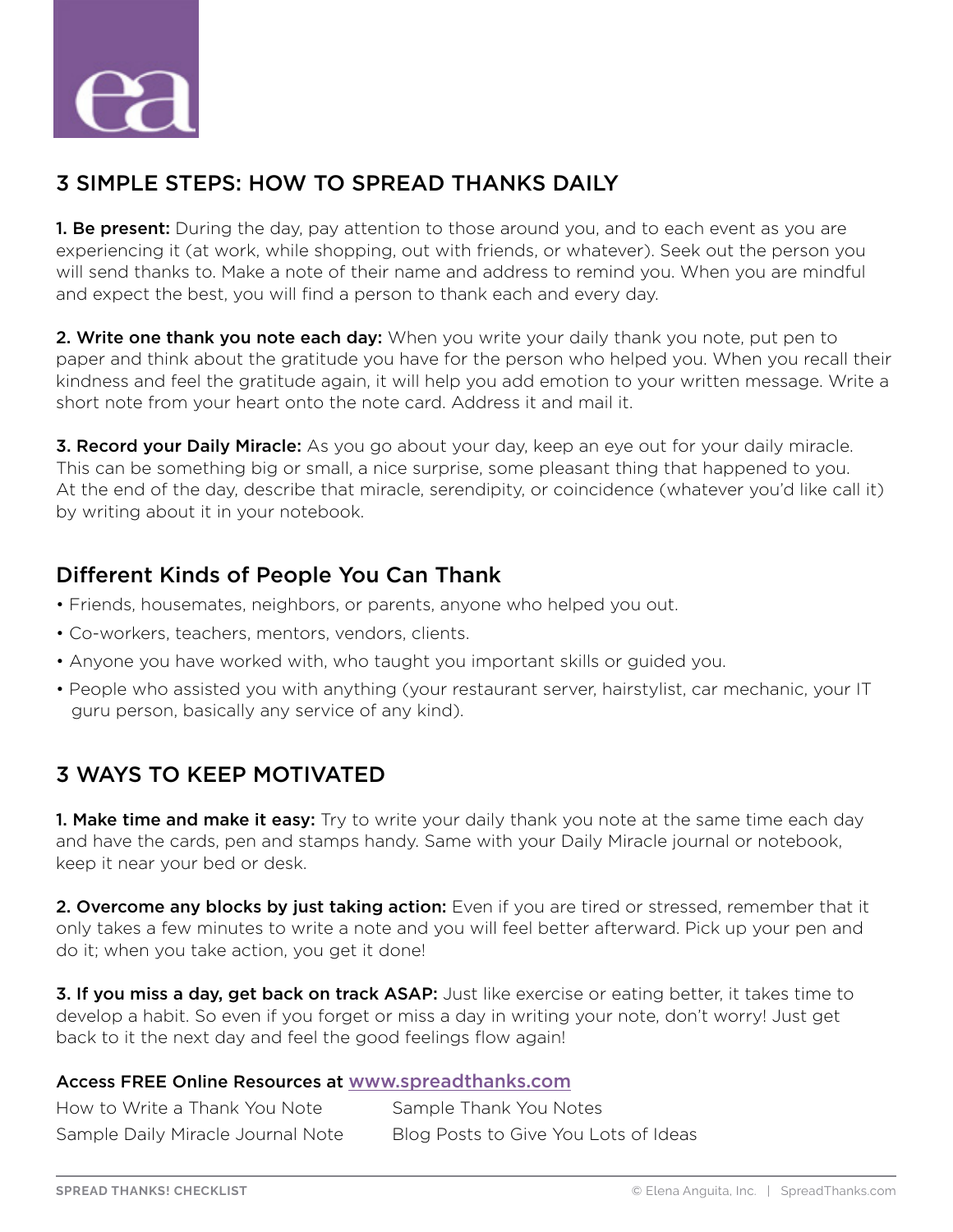## 3 SIMPLE STEPS: HOW TO SPREAD THANKS DAILY

**1. Be present:** During the day, pay attention to those around you, and to each event as you are experiencing it (at work, while shopping, out with friends, or whatever). Seek out the person you will send thanks to. Make a note of their name and address to remind you. When you are mindful and expect the best, you will find a person to thank each and every day.

**2. Write one thank you note each day:** When you write your daily thank you note, put pen to paper and think about the gratitude you have for the person who helped you. When you recall their kindness and feel the gratitude again, it will help you add emotion to your written message. Write a short note from your heart onto the note card. Address it and mail it.

**3. Record your Daily Miracle:** As you go about your day, keep an eye out for your daily miracle. This can be something big or small, a nice surprise, some pleasant thing that happened to you. At the end of the day, describe that miracle, serendipity, or coincidence (whatever you'd like call it) by writing about it in your notebook.

### Different Kinds of People You Can Thank

- Friends, housemates, neighbors, or parents, anyone who helped you out.
- Co-workers, teachers, mentors, vendors, clients.
- Anyone you have worked with, who taught you important skills or guided you.
- People who assisted you with anything (your restaurant server, hairstylist, car mechanic, your IT guru person, basically any service of any kind).

## 3 WAYS TO KEEP MOTIVATED

**1. Make time and make it easy:** Try to write your daily thank you note at the same time each day and have the cards, pen and stamps handy. Same with your Daily Miracle journal or notebook, keep it near your bed or desk.

**2. Overcome any blocks by just taking action:** Even if you are tired or stressed, remember that it only takes a few minutes to write a note and you will feel better afterward. Pick up your pen and do it; when you take action, you get it done!

**3. If you miss a day, get back on track ASAP:** Just like exercise or eating better, it takes time to develop a habit. So even if you forget or miss a day in writing your note, don't worry! Just get back to it the next day and feel the good feelings flow again!

**Access FREE Online Resources at www.spreadthanks.com**

How to Write a Thank You Note

Sample Daily Miracle Journal Note

Sample Thank You Notes

Blog Posts to Give You Lots of Ideas